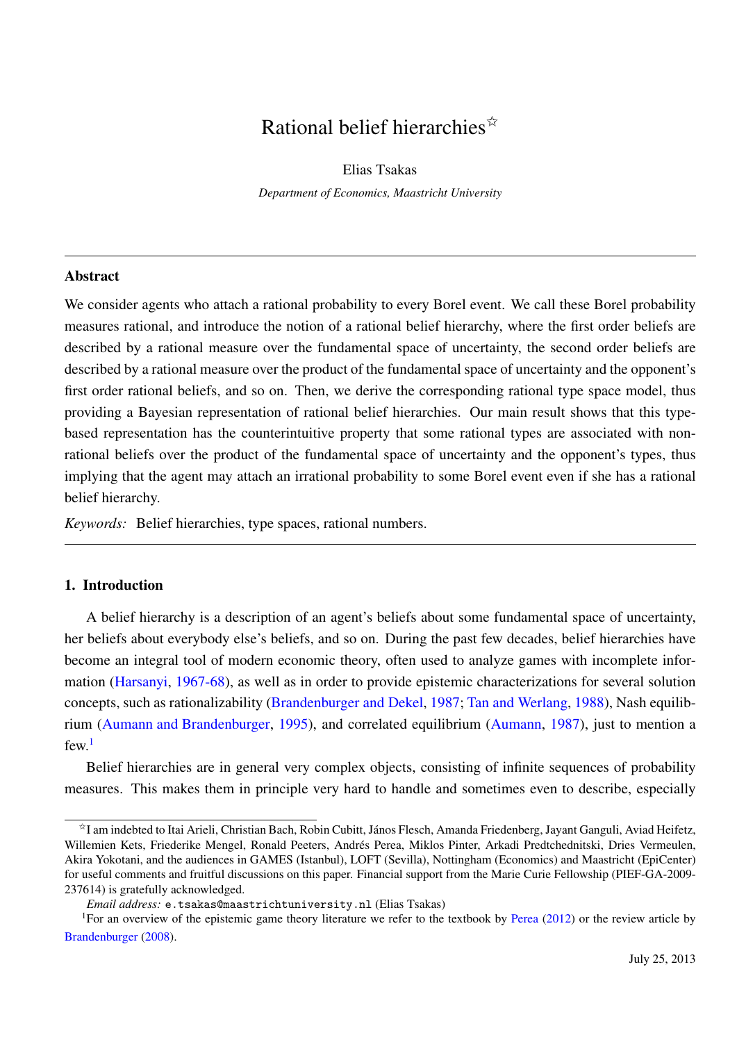# Rational belief hierarchies[☆]

Elias Tsakas

*Department of Economics, Maastricht University*

---

**Abstract**

We consider agents who attach a rational probability to every Borel event. We call these Borel probability measures rational, and introduce the notion of a rational belief hierarchy, where the first order beliefs are described by a rational measure over the fundamental space of uncertainty, the second order beliefs are described by a rational measure over the product of the fundamental space of uncertainty and the opponent's first order rational beliefs, and so on. Then, we derive the corresponding rational type space model, thus providing a Bayesian representation of rational belief hierarchies. Our main result shows that this type-based representation has the counterintuitive property that some rational types are associated with non-rational beliefs over the product of the fundamental space of uncertainty and the opponent's types, thus implying that the agent may attach an irrational probability to some Borel event even if she has a rational belief hierarchy.

*Keywords:* Belief hierarchies, type spaces, rational numbers.

---

## 1. Introduction

A belief hierarchy is a description of an agent's beliefs about some fundamental space of uncertainty, her beliefs about everybody else's beliefs, and so on. During the past few decades, belief hierarchies have become an integral tool of modern economic theory, often used to analyze games with incomplete information (Harsanyi, 1967-68), as well as in order to provide epistemic characterizations for several solution concepts, such as rationalizability (Brandenburger and Dekel, 1987; Tan and Werlang, 1988), Nash equilibrium (Aumann and Brandenburger, 1995), and correlated equilibrium (Aumann, 1987), just to mention a few.[1]

Belief hierarchies are in general very complex objects, consisting of infinite sequences of probability measures. This makes them in principle very hard to handle and sometimes even to describe, especially

---

[☆] I am indebted to Itai Arieli, Christian Bach, Robin Cubitt, János Flesch, Amanda Friedenberg, Jayant Ganguli, Aviad Heifetz, Willemien Kets, Friederike Mengel, Ronald Peeters, Andrés Perea, Miklos Pinter, Arkadi Predtchednitski, Dries Vermeulen, Akira Yokotani, and the audiences in GAMES (Istanbul), LOFT (Sevilla), Nottingham (Economics) and Maastricht (EpiCenter) for useful comments and fruitful discussions on this paper. Financial support from the Marie Curie Fellowship (PIEF-GA-2009-237614) is gratefully acknowledged.

*Email address:* e.tsakas@maastrichtuniversity.nl (Elias Tsakas)

[1] For an overview of the epistemic game theory literature we refer to the textbook by Perea (2012) or the review article by Brandenburger (2008).

July 25, 2013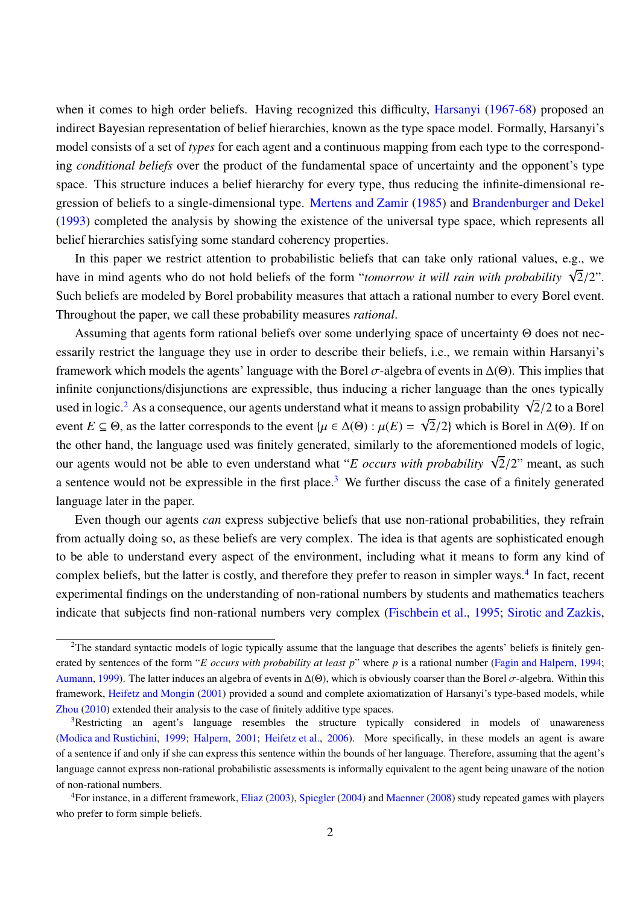when it comes to high order beliefs. Having recognized this difficulty, Harsanyi (1967-68) proposed an indirect Bayesian representation of belief hierarchies, known as the type space model. Formally, Harsanyi's model consists of a set of *types* for each agent and a continuous mapping from each type to the corresponding *conditional beliefs* over the product of the fundamental space of uncertainty and the opponent's type space. This structure induces a belief hierarchy for every type, thus reducing the infinite-dimensional regression of beliefs to a single-dimensional type. Mertens and Zamir (1985) and Brandenburger and Dekel (1993) completed the analysis by showing the existence of the universal type space, which represents all belief hierarchies satisfying some standard coherency properties.

In this paper we restrict attention to probabilistic beliefs that can take only rational values, e.g., we have in mind agents who do not hold beliefs of the form "*tomorrow it will rain with probability* $\sqrt{2}/2$". Such beliefs are modeled by Borel probability measures that attach a rational number to every Borel event. Throughout the paper, we call these probability measures *rational*.

Assuming that agents form rational beliefs over some underlying space of uncertainty $\Theta$ does not necessarily restrict the language they use in order to describe their beliefs, i.e., we remain within Harsanyi's framework which models the agents' language with the Borel $\sigma$-algebra of events in $\Delta(\Theta)$. This implies that infinite conjunctions/disjunctions are expressible, thus inducing a richer language than the ones typically used in logic.[2] As a consequence, our agents understand what it means to assign probability $\sqrt{2}/2$ to a Borel event $E \subseteq \Theta$, as the latter corresponds to the event $\{\mu \in \Delta(\Theta) : \mu(E) = \sqrt{2}/2\}$ which is Borel in $\Delta(\Theta)$. If on the other hand, the language used was finitely generated, similarly to the aforementioned models of logic, our agents would not be able to even understand what "*E occurs with probability* $\sqrt{2}/2$" meant, as such a sentence would not be expressible in the first place.[3] We further discuss the case of a finitely generated language later in the paper.

Even though our agents *can* express subjective beliefs that use non-rational probabilities, they refrain from actually doing so, as these beliefs are very complex. The idea is that agents are sophisticated enough to be able to understand every aspect of the environment, including what it means to form any kind of complex beliefs, but the latter is costly, and therefore they prefer to reason in simpler ways.[4] In fact, recent experimental findings on the understanding of non-rational numbers by students and mathematics teachers indicate that subjects find non-rational numbers very complex (Fischbein et al., 1995; Sirotic and Zazkis,

---

[2] The standard syntactic models of logic typically assume that the language that describes the agents' beliefs is finitely generated by sentences of the form "*E occurs with probability at least p*" where $p$ is a rational number (Fagin and Halpern, 1994; Aumann, 1999). The latter induces an algebra of events in $\Delta(\Theta)$, which is obviously coarser than the Borel $\sigma$-algebra. Within this framework, Heifetz and Mongin (2001) provided a sound and complete axiomatization of Harsanyi's type-based models, while Zhou (2010) extended their analysis to the case of finitely additive type spaces.

[3] Restricting an agent's language resembles the structure typically considered in models of unawareness (Modica and Rustichini, 1999; Halpern, 2001; Heifetz et al., 2006). More specifically, in these models an agent is aware of a sentence if and only if she can express this sentence within the bounds of her language. Therefore, assuming that the agent's language cannot express non-rational probabilistic assessments is informally equivalent to the agent being unaware of the notion of non-rational numbers.

[4] For instance, in a different framework, Eliaz (2003), Spiegler (2004) and Maenner (2008) study repeated games with players who prefer to form simple beliefs.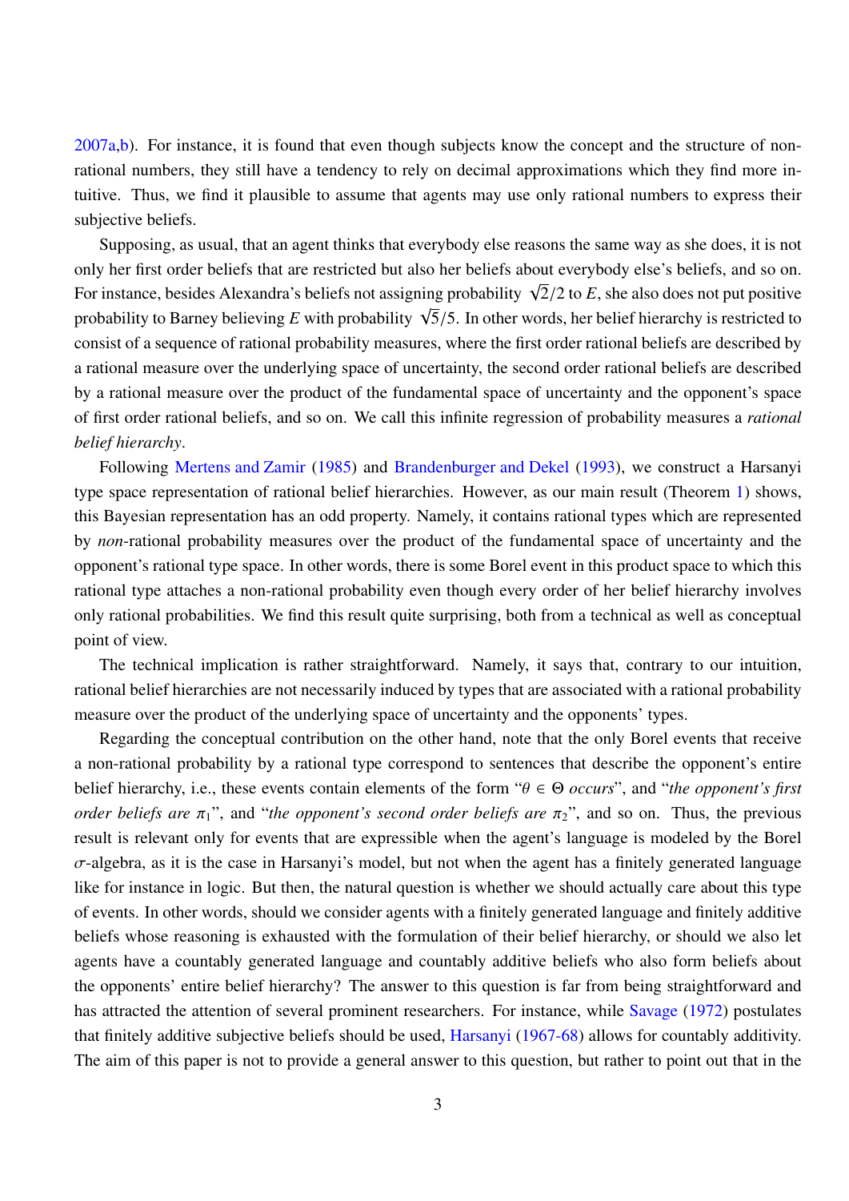2007a,b). For instance, it is found that even though subjects know the concept and the structure of non-rational numbers, they still have a tendency to rely on decimal approximations which they find more intuitive. Thus, we find it plausible to assume that agents may use only rational numbers to express their subjective beliefs.

Supposing, as usual, that an agent thinks that everybody else reasons the same way as she does, it is not only her first order beliefs that are restricted but also her beliefs about everybody else's beliefs, and so on. For instance, besides Alexandra's beliefs not assigning probability $\sqrt{2}/2$ to $E$, she also does not put positive probability to Barney believing $E$ with probability $\sqrt{5}/5$. In other words, her belief hierarchy is restricted to consist of a sequence of rational probability measures, where the first order rational beliefs are described by a rational measure over the underlying space of uncertainty, the second order rational beliefs are described by a rational measure over the product of the fundamental space of uncertainty and the opponent's space of first order rational beliefs, and so on. We call this infinite regression of probability measures a *rational belief hierarchy*.

Following Mertens and Zamir (1985) and Brandenburger and Dekel (1993), we construct a Harsanyi type space representation of rational belief hierarchies. However, as our main result (Theorem 1) shows, this Bayesian representation has an odd property. Namely, it contains rational types which are represented by *non*-rational probability measures over the product of the fundamental space of uncertainty and the opponent's rational type space. In other words, there is some Borel event in this product space to which this rational type attaches a non-rational probability even though every order of her belief hierarchy involves only rational probabilities. We find this result quite surprising, both from a technical as well as conceptual point of view.

The technical implication is rather straightforward. Namely, it says that, contrary to our intuition, rational belief hierarchies are not necessarily induced by types that are associated with a rational probability measure over the product of the underlying space of uncertainty and the opponents' types.

Regarding the conceptual contribution on the other hand, note that the only Borel events that receive a non-rational probability by a rational type correspond to sentences that describe the opponent's entire belief hierarchy, i.e., these events contain elements of the form "$\theta \in \Theta$ *occurs*", and "*the opponent's first order beliefs are* $\pi_1$", and "*the opponent's second order beliefs are* $\pi_2$", and so on. Thus, the previous result is relevant only for events that are expressible when the agent's language is modeled by the Borel $\sigma$-algebra, as it is the case in Harsanyi's model, but not when the agent has a finitely generated language like for instance in logic. But then, the natural question is whether we should actually care about this type of events. In other words, should we consider agents with a finitely generated language and finitely additive beliefs whose reasoning is exhausted with the formulation of their belief hierarchy, or should we also let agents have a countably generated language and countably additive beliefs who also form beliefs about the opponents' entire belief hierarchy? The answer to this question is far from being straightforward and has attracted the attention of several prominent researchers. For instance, while Savage (1972) postulates that finitely additive subjective beliefs should be used, Harsanyi (1967-68) allows for countably additivity. The aim of this paper is not to provide a general answer to this question, but rather to point out that in the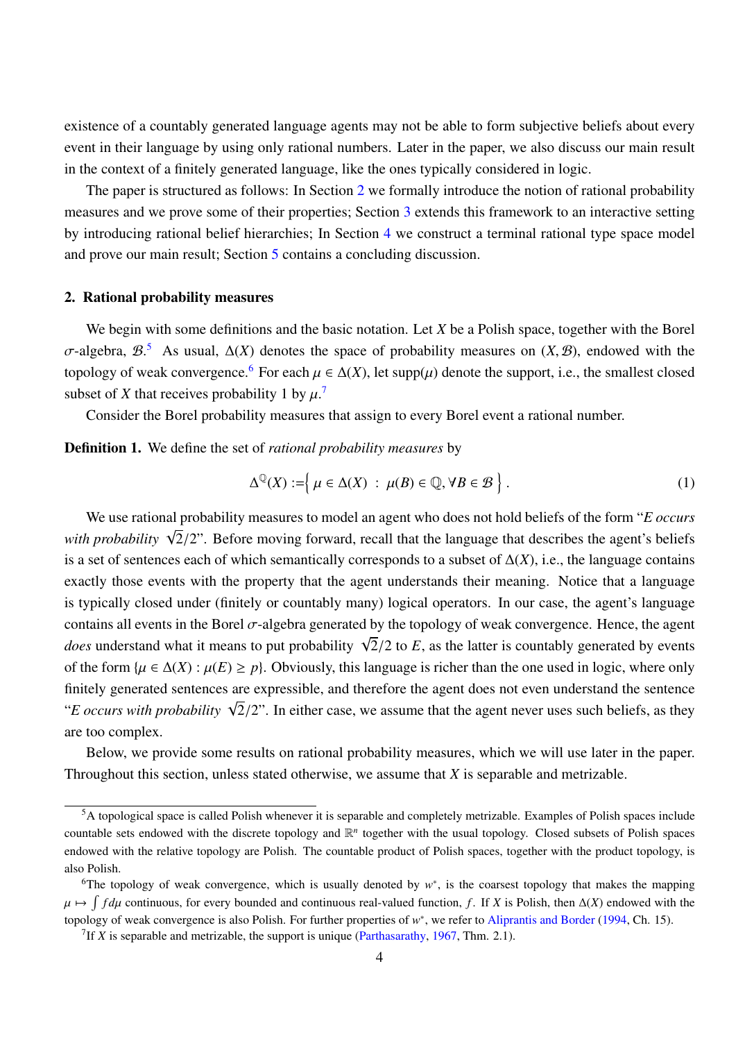existence of a countably generated language agents may not be able to form subjective beliefs about every event in their language by using only rational numbers. Later in the paper, we also discuss our main result in the context of a finitely generated language, like the ones typically considered in logic.

The paper is structured as follows: In Section 2 we formally introduce the notion of rational probability measures and we prove some of their properties; Section 3 extends this framework to an interactive setting by introducing rational belief hierarchies; In Section 4 we construct a terminal rational type space model and prove our main result; Section 5 contains a concluding discussion.

## 2. Rational probability measures

We begin with some definitions and the basic notation. Let $X$ be a Polish space, together with the Borel $\sigma$-algebra, $\mathcal{B}$.[5] As usual, $\Delta(X)$ denotes the space of probability measures on $(X, \mathcal{B})$, endowed with the topology of weak convergence.[6] For each $\mu \in \Delta(X)$, let $\mathrm{supp}(\mu)$ denote the support, i.e., the smallest closed subset of $X$ that receives probability 1 by $\mu$.[7]

Consider the Borel probability measures that assign to every Borel event a rational number.

**Definition 1.** We define the set of *rational probability measures* by

$$\Delta^{\mathbb{Q}}(X) := \left\{ \mu \in \Delta(X) \ : \ \mu(B) \in \mathbb{Q}, \forall B \in \mathcal{B} \right\}. \tag{1}$$

We use rational probability measures to model an agent who does not hold beliefs of the form "*E occurs with probability* $\sqrt{2}/2$". Before moving forward, recall that the language that describes the agent's beliefs is a set of sentences each of which semantically corresponds to a subset of $\Delta(X)$, i.e., the language contains exactly those events with the property that the agent understands their meaning. Notice that a language is typically closed under (finitely or countably many) logical operators. In our case, the agent's language contains all events in the Borel $\sigma$-algebra generated by the topology of weak convergence. Hence, the agent *does* understand what it means to put probability $\sqrt{2}/2$ to $E$, as the latter is countably generated by events of the form $\{\mu \in \Delta(X) : \mu(E) \geq p\}$. Obviously, this language is richer than the one used in logic, where only finitely generated sentences are expressible, and therefore the agent does not even understand the sentence "*E occurs with probability* $\sqrt{2}/2$". In either case, we assume that the agent never uses such beliefs, as they are too complex.

Below, we provide some results on rational probability measures, which we will use later in the paper. Throughout this section, unless stated otherwise, we assume that $X$ is separable and metrizable.

---

[5] A topological space is called Polish whenever it is separable and completely metrizable. Examples of Polish spaces include countable sets endowed with the discrete topology and $\mathbb{R}^n$ together with the usual topology. Closed subsets of Polish spaces endowed with the relative topology are Polish. The countable product of Polish spaces, together with the product topology, is also Polish.

[6] The topology of weak convergence, which is usually denoted by $w^*$, is the coarsest topology that makes the mapping $\mu \mapsto \int f d\mu$ continuous, for every bounded and continuous real-valued function, $f$. If $X$ is Polish, then $\Delta(X)$ endowed with the topology of weak convergence is also Polish. For further properties of $w^*$, we refer to Aliprantis and Border (1994, Ch. 15).

[7] If $X$ is separable and metrizable, the support is unique (Parthasarathy, 1967, Thm. 2.1).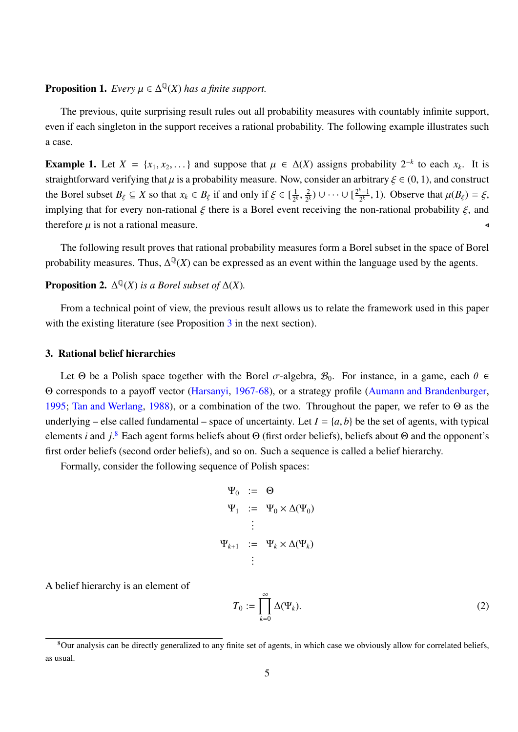**Proposition 1.** *Every $\mu \in \Delta^{\mathbb{Q}}(X)$ has a finite support.*

The previous, quite surprising result rules out all probability measures with countably infinite support, even if each singleton in the support receives a rational probability. The following example illustrates such a case.

**Example 1.** Let $X = \{x_1, x_2, \dots\}$ and suppose that $\mu \in \Delta(X)$ assigns probability $2^{-k}$ to each $x_k$. It is straightforward verifying that $\mu$ is a probability measure. Now, consider an arbitrary $\xi \in (0,1)$, and construct the Borel subset $B_\xi \subseteq X$ so that $x_k \in B_\xi$ if and only if $\xi \in [\frac{1}{2^k}, \frac{2}{2^k}) \cup \dots \cup [\frac{2^k-1}{2^k}, 1)$. Observe that $\mu(B_\xi) = \xi$, implying that for every non-rational $\xi$ there is a Borel event receiving the non-rational probability $\xi$, and therefore $\mu$ is not a rational measure. $\triangleleft$

The following result proves that rational probability measures form a Borel subset in the space of Borel probability measures. Thus, $\Delta^{\mathbb{Q}}(X)$ can be expressed as an event within the language used by the agents.

**Proposition 2.** *$\Delta^{\mathbb{Q}}(X)$ is a Borel subset of $\Delta(X)$.*

From a technical point of view, the previous result allows us to relate the framework used in this paper with the existing literature (see Proposition 3 in the next section).

## 3. Rational belief hierarchies

Let $\Theta$ be a Polish space together with the Borel $\sigma$-algebra, $\mathcal{B}_0$. For instance, in a game, each $\theta \in \Theta$ corresponds to a payoff vector (Harsanyi, 1967-68), or a strategy profile (Aumann and Brandenburger, 1995; Tan and Werlang, 1988), or a combination of the two. Throughout the paper, we refer to $\Theta$ as the underlying – else called fundamental – space of uncertainty. Let $I = \{a, b\}$ be the set of agents, with typical elements $i$ and $j$.[8] Each agent forms beliefs about $\Theta$ (first order beliefs), beliefs about $\Theta$ and the opponent's first order beliefs (second order beliefs), and so on. Such a sequence is called a belief hierarchy.

Formally, consider the following sequence of Polish spaces:

$$\begin{aligned}
\Psi_0 &:= \Theta \\
\Psi_1 &:= \Psi_0 \times \Delta(\Psi_0) \\
&\;\;\vdots \\
\Psi_{k+1} &:= \Psi_k \times \Delta(\Psi_k) \\
&\;\;\vdots
\end{aligned}$$

A belief hierarchy is an element of

$$T_0 := \prod_{k=0}^{\infty} \Delta(\Psi_k). \tag{2}$$

[8] Our analysis can be directly generalized to any finite set of agents, in which case we obviously allow for correlated beliefs, as usual.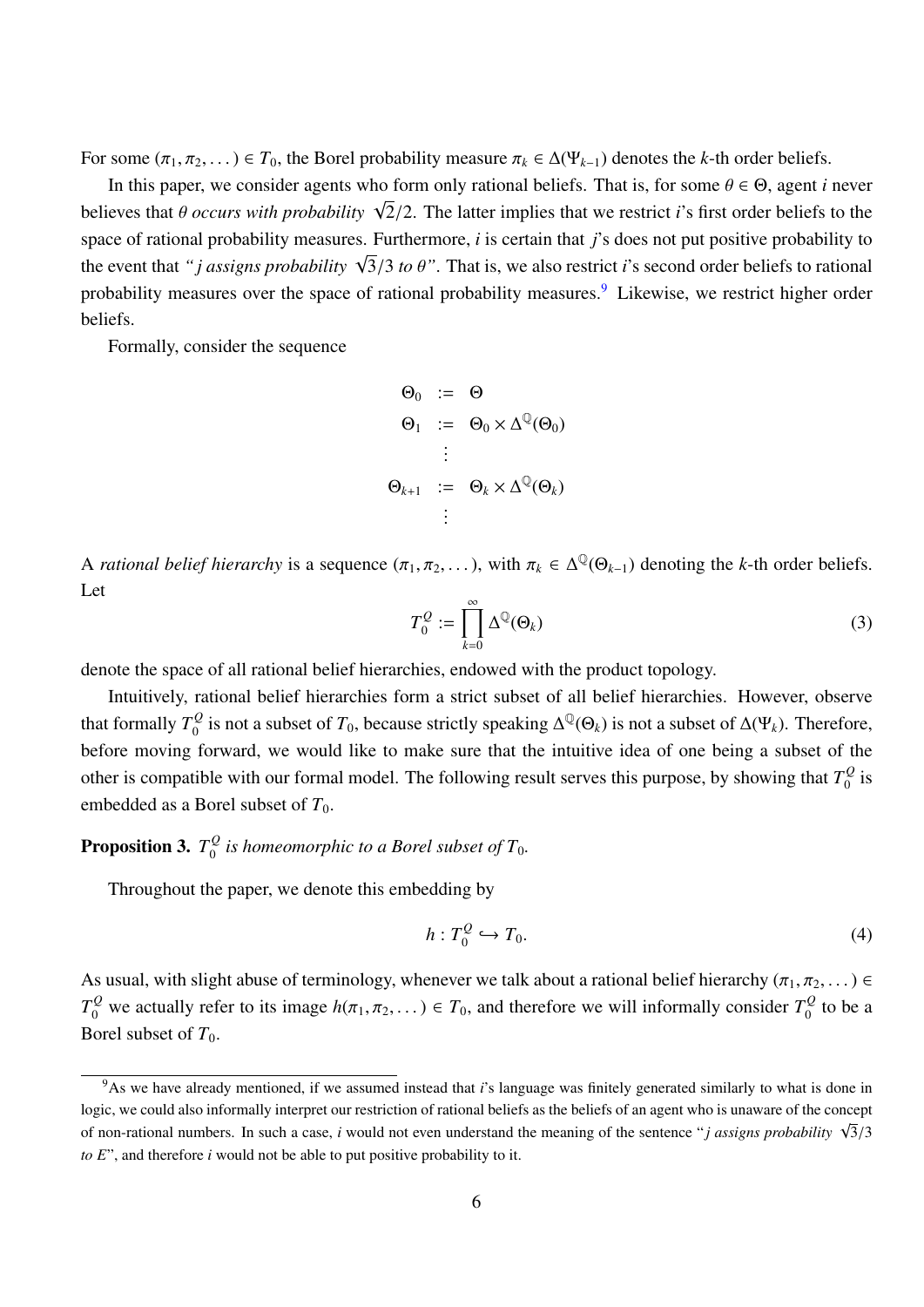For some $(\pi_1, \pi_2, \dots) \in T_0$, the Borel probability measure $\pi_k \in \Delta(\Psi_{k-1})$ denotes the $k$-th order beliefs.

In this paper, we consider agents who form only rational beliefs. That is, for some $\theta \in \Theta$, agent $i$ never believes that $\theta$ *occurs with probability* $\sqrt{2}/2$. The latter implies that we restrict $i$'s first order beliefs to the space of rational probability measures. Furthermore, $i$ is certain that $j$'s does not put positive probability to the event that *"$j$ assigns probability $\sqrt{3}/3$ to $\theta$"*. That is, we also restrict $i$'s second order beliefs to rational probability measures over the space of rational probability measures.[9] Likewise, we restrict higher order beliefs.

Formally, consider the sequence

$$
\begin{aligned}
\Theta_0 &:= \Theta \\
\Theta_1 &:= \Theta_0 \times \Delta^{\mathbb{Q}}(\Theta_0) \\
&\;\;\vdots \\
\Theta_{k+1} &:= \Theta_k \times \Delta^{\mathbb{Q}}(\Theta_k) \\
&\;\;\vdots
\end{aligned}
$$

A *rational belief hierarchy* is a sequence $(\pi_1, \pi_2, \dots)$, with $\pi_k \in \Delta^{\mathbb{Q}}(\Theta_{k-1})$ denoting the $k$-th order beliefs. Let

$$
T_0^Q := \prod_{k=0}^{\infty} \Delta^{\mathbb{Q}}(\Theta_k) \tag{3}
$$

denote the space of all rational belief hierarchies, endowed with the product topology.

Intuitively, rational belief hierarchies form a strict subset of all belief hierarchies. However, observe that formally $T_0^Q$ is not a subset of $T_0$, because strictly speaking $\Delta^{\mathbb{Q}}(\Theta_k)$ is not a subset of $\Delta(\Psi_k)$. Therefore, before moving forward, we would like to make sure that the intuitive idea of one being a subset of the other is compatible with our formal model. The following result serves this purpose, by showing that $T_0^Q$ is embedded as a Borel subset of $T_0$.

**Proposition 3.** *$T_0^Q$ is homeomorphic to a Borel subset of $T_0$.*

Throughout the paper, we denote this embedding by

$$
h : T_0^Q \hookrightarrow T_0. \tag{4}
$$

As usual, with slight abuse of terminology, whenever we talk about a rational belief hierarchy $(\pi_1, \pi_2, \dots) \in T_0^Q$ we actually refer to its image $h(\pi_1, \pi_2, \dots) \in T_0$, and therefore we will informally consider $T_0^Q$ to be a Borel subset of $T_0$.

---

[9] As we have already mentioned, if we assumed instead that $i$'s language was finitely generated similarly to what is done in logic, we could also informally interpret our restriction of rational beliefs as the beliefs of an agent who is unaware of the concept of non-rational numbers. In such a case, $i$ would not even understand the meaning of the sentence "*$j$ assigns probability $\sqrt{3}/3$ to $E$*", and therefore $i$ would not be able to put positive probability to it.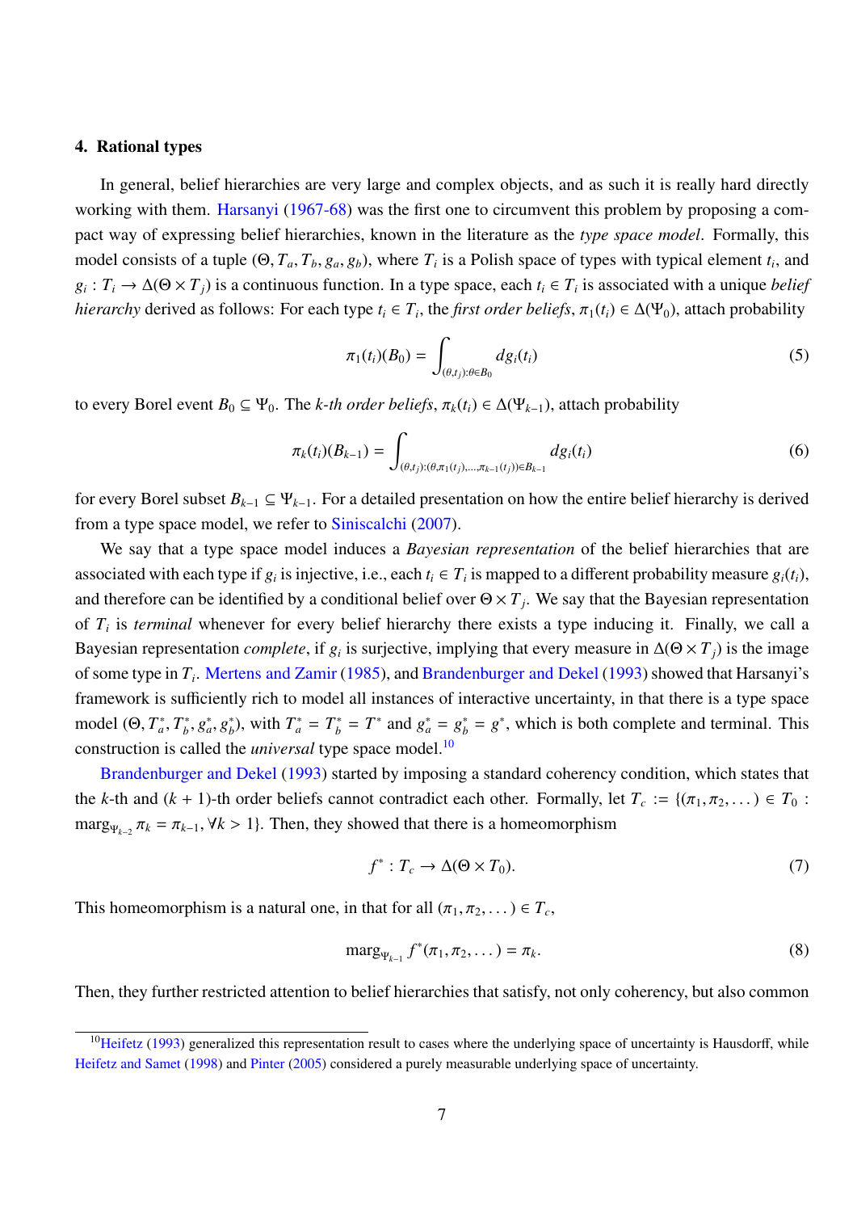## 4. Rational types

In general, belief hierarchies are very large and complex objects, and as such it is really hard directly working with them. Harsanyi (1967-68) was the first one to circumvent this problem by proposing a compact way of expressing belief hierarchies, known in the literature as the *type space model*. Formally, this model consists of a tuple $(\Theta, T_a, T_b, g_a, g_b)$, where $T_i$ is a Polish space of types with typical element $t_i$, and $g_i : T_i \to \Delta(\Theta \times T_j)$ is a continuous function. In a type space, each $t_i \in T_i$ is associated with a unique *belief hierarchy* derived as follows: For each type $t_i \in T_i$, the *first order beliefs*, $\pi_1(t_i) \in \Delta(\Psi_0)$, attach probability

$$\pi_1(t_i)(B_0) = \int_{(\theta, t_j):\theta \in B_0} dg_i(t_i) \tag{5}$$

to every Borel event $B_0 \subseteq \Psi_0$. The *k-th order beliefs*, $\pi_k(t_i) \in \Delta(\Psi_{k-1})$, attach probability

$$\pi_k(t_i)(B_{k-1}) = \int_{(\theta, t_j):(\theta, \pi_1(t_j), \ldots, \pi_{k-1}(t_j)) \in B_{k-1}} dg_i(t_i) \tag{6}$$

for every Borel subset $B_{k-1} \subseteq \Psi_{k-1}$. For a detailed presentation on how the entire belief hierarchy is derived from a type space model, we refer to Siniscalchi (2007).

We say that a type space model induces a *Bayesian representation* of the belief hierarchies that are associated with each type if $g_i$ is injective, i.e., each $t_i \in T_i$ is mapped to a different probability measure $g_i(t_i)$, and therefore can be identified by a conditional belief over $\Theta \times T_j$. We say that the Bayesian representation of $T_i$ is *terminal* whenever for every belief hierarchy there exists a type inducing it. Finally, we call a Bayesian representation *complete*, if $g_i$ is surjective, implying that every measure in $\Delta(\Theta \times T_j)$ is the image of some type in $T_i$. Mertens and Zamir (1985), and Brandenburger and Dekel (1993) showed that Harsanyi's framework is sufficiently rich to model all instances of interactive uncertainty, in that there is a type space model $(\Theta, T_a^*, T_b^*, g_a^*, g_b^*)$, with $T_a^* = T_b^* = T^*$ and $g_a^* = g_b^* = g^*$, which is both complete and terminal. This construction is called the *universal* type space model.[10]

Brandenburger and Dekel (1993) started by imposing a standard coherency condition, which states that the $k$-th and $(k+1)$-th order beliefs cannot contradict each other. Formally, let $T_c := \{(\pi_1, \pi_2, \ldots) \in T_0 : \text{marg}_{\Psi_{k-2}} \pi_k = \pi_{k-1}, \forall k > 1\}$. Then, they showed that there is a homeomorphism

$$f^* : T_c \to \Delta(\Theta \times T_0). \tag{7}$$

This homeomorphism is a natural one, in that for all $(\pi_1, \pi_2, \ldots) \in T_c$,

$$\text{marg}_{\Psi_{k-1}} f^*(\pi_1, \pi_2, \ldots) = \pi_k. \tag{8}$$

Then, they further restricted attention to belief hierarchies that satisfy, not only coherency, but also common

[10] Heifetz (1993) generalized this representation result to cases where the underlying space of uncertainty is Hausdorff, while Heifetz and Samet (1998) and Pinter (2005) considered a purely measurable underlying space of uncertainty.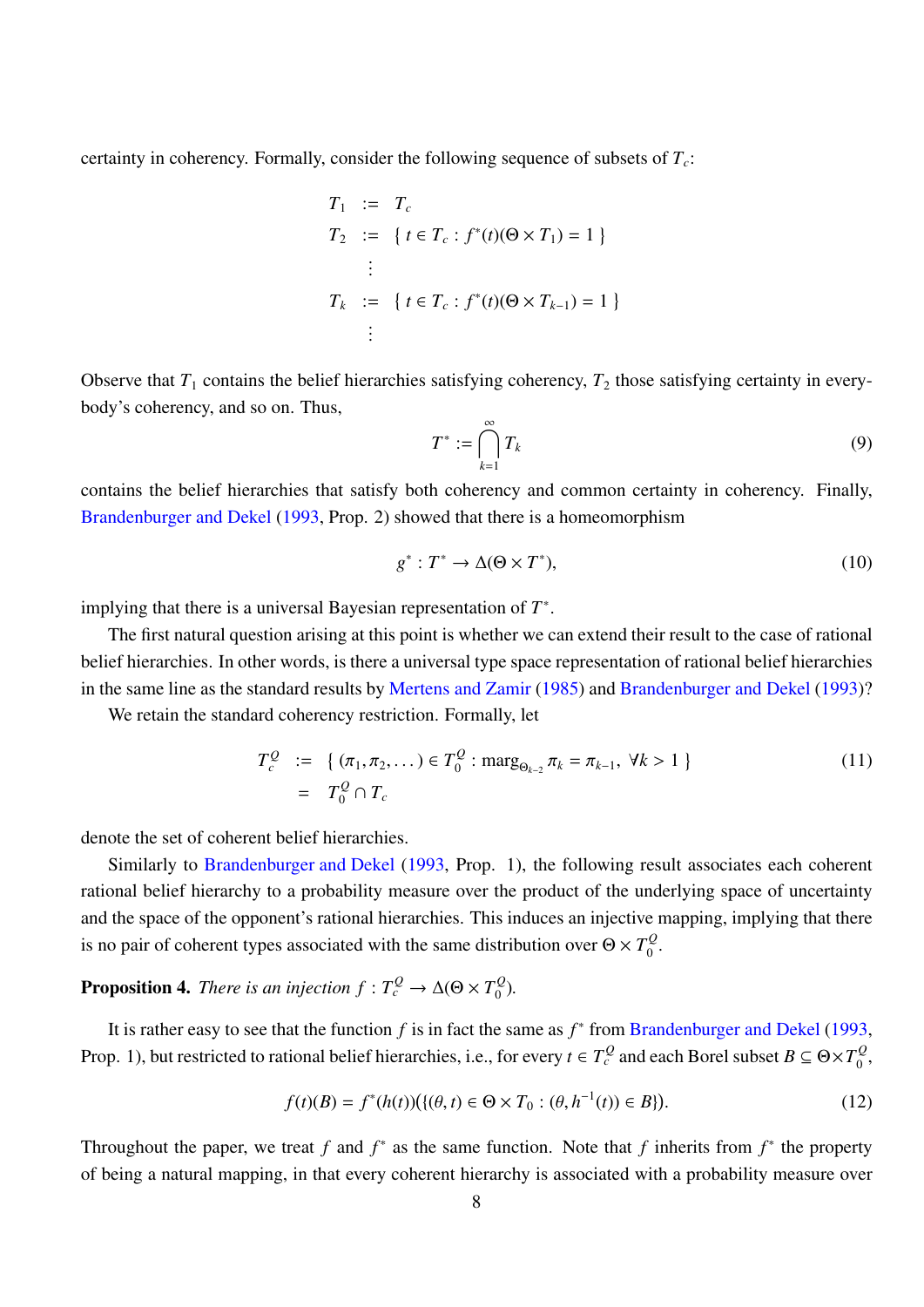certainty in coherency. Formally, consider the following sequence of subsets of $T_c$:

$$
\begin{aligned}
T_1 &:= T_c \\
T_2 &:= \{ t \in T_c : f^*(t)(\Theta \times T_1) = 1 \} \\
&\vdots \\
T_k &:= \{ t \in T_c : f^*(t)(\Theta \times T_{k-1}) = 1 \} \\
&\vdots
\end{aligned}
$$

Observe that $T_1$ contains the belief hierarchies satisfying coherency, $T_2$ those satisfying certainty in everybody's coherency, and so on. Thus,

$$
T^* := \bigcap_{k=1}^{\infty} T_k \tag{9}
$$

contains the belief hierarchies that satisfy both coherency and common certainty in coherency. Finally, Brandenburger and Dekel (1993, Prop. 2) showed that there is a homeomorphism

$$
g^* : T^* \to \Delta(\Theta \times T^*), \tag{10}
$$

implying that there is a universal Bayesian representation of $T^*$.

The first natural question arising at this point is whether we can extend their result to the case of rational belief hierarchies. In other words, is there a universal type space representation of rational belief hierarchies in the same line as the standard results by Mertens and Zamir (1985) and Brandenburger and Dekel (1993)?

We retain the standard coherency restriction. Formally, let

$$
\begin{aligned}
T_c^Q &:= \{ (\pi_1, \pi_2, \dots) \in T_0^Q : \operatorname{marg}_{\Theta_{k-2}} \pi_k = \pi_{k-1}, \ \forall k > 1 \} \\
&= T_0^Q \cap T_c
\end{aligned} \tag{11}
$$

denote the set of coherent belief hierarchies.

Similarly to Brandenburger and Dekel (1993, Prop. 1), the following result associates each coherent rational belief hierarchy to a probability measure over the product of the underlying space of uncertainty and the space of the opponent's rational hierarchies. This induces an injective mapping, implying that there is no pair of coherent types associated with the same distribution over $\Theta \times T_0^Q$.

**Proposition 4.** *There is an injection $f : T_c^Q \to \Delta(\Theta \times T_0^Q)$.*

It is rather easy to see that the function $f$ is in fact the same as $f^*$ from Brandenburger and Dekel (1993, Prop. 1), but restricted to rational belief hierarchies, i.e., for every $t \in T_c^Q$ and each Borel subset $B \subseteq \Theta \times T_0^Q$,

$$
f(t)(B) = f^*(h(t))(\{(\theta, t) \in \Theta \times T_0 : (\theta, h^{-1}(t)) \in B\}). \tag{12}
$$

Throughout the paper, we treat $f$ and $f^*$ as the same function. Note that $f$ inherits from $f^*$ the property of being a natural mapping, in that every coherent hierarchy is associated with a probability measure over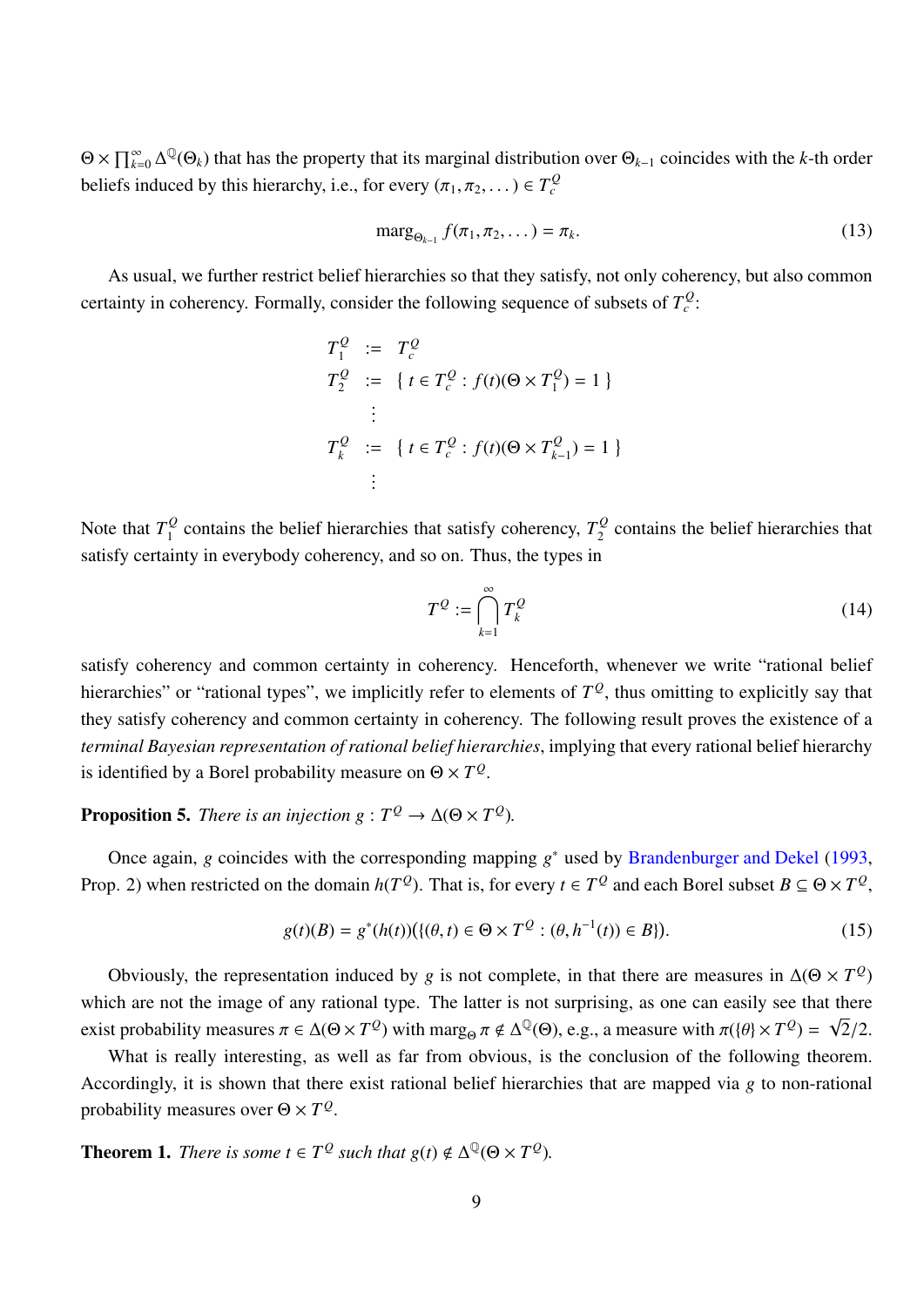$\Theta \times \prod_{k=0}^{\infty} \Delta^{\mathbb{Q}}(\Theta_k)$ that has the property that its marginal distribution over $\Theta_{k-1}$ coincides with the $k$-th order beliefs induced by this hierarchy, i.e., for every $(\pi_1, \pi_2, \dots) \in T_c^Q$

$$\text{marg}_{\Theta_{k-1}} f(\pi_1, \pi_2, \dots) = \pi_k. \tag{13}$$

As usual, we further restrict belief hierarchies so that they satisfy, not only coherency, but also common certainty in coherency. Formally, consider the following sequence of subsets of $T_c^Q$:

$$\begin{aligned}
T_1^Q &:= T_c^Q \\
T_2^Q &:= \{ \, t \in T_c^Q : f(t)(\Theta \times T_1^Q) = 1 \, \} \\
&\;\;\vdots \\
T_k^Q &:= \{ \, t \in T_c^Q : f(t)(\Theta \times T_{k-1}^Q) = 1 \, \} \\
&\;\;\vdots
\end{aligned}$$

Note that $T_1^Q$ contains the belief hierarchies that satisfy coherency, $T_2^Q$ contains the belief hierarchies that satisfy certainty in everybody coherency, and so on. Thus, the types in

$$T^Q := \bigcap_{k=1}^{\infty} T_k^Q \tag{14}$$

satisfy coherency and common certainty in coherency. Henceforth, whenever we write "rational belief hierarchies" or "rational types", we implicitly refer to elements of $T^Q$, thus omitting to explicitly say that they satisfy coherency and common certainty in coherency. The following result proves the existence of a *terminal Bayesian representation of rational belief hierarchies*, implying that every rational belief hierarchy is identified by a Borel probability measure on $\Theta \times T^Q$.

**Proposition 5.** *There is an injection $g : T^Q \to \Delta(\Theta \times T^Q)$.*

Once again, $g$ coincides with the corresponding mapping $g^*$ used by Brandenburger and Dekel (1993, Prop. 2) when restricted on the domain $h(T^Q)$. That is, for every $t \in T^Q$ and each Borel subset $B \subseteq \Theta \times T^Q$,

$$g(t)(B) = g^*(h(t))\big(\{(\theta, t) \in \Theta \times T^Q : (\theta, h^{-1}(t)) \in B\}\big). \tag{15}$$

Obviously, the representation induced by $g$ is not complete, in that there are measures in $\Delta(\Theta \times T^Q)$ which are not the image of any rational type. The latter is not surprising, as one can easily see that there exist probability measures $\pi \in \Delta(\Theta \times T^Q)$ with $\text{marg}_{\Theta} \pi \notin \Delta^{\mathbb{Q}}(\Theta)$, e.g., a measure with $\pi(\{\theta\} \times T^Q) = \sqrt{2}/2$.

What is really interesting, as well as far from obvious, is the conclusion of the following theorem. Accordingly, it is shown that there exist rational belief hierarchies that are mapped via $g$ to non-rational probability measures over $\Theta \times T^Q$.

**Theorem 1.** *There is some $t \in T^Q$ such that $g(t) \notin \Delta^{\mathbb{Q}}(\Theta \times T^Q)$.*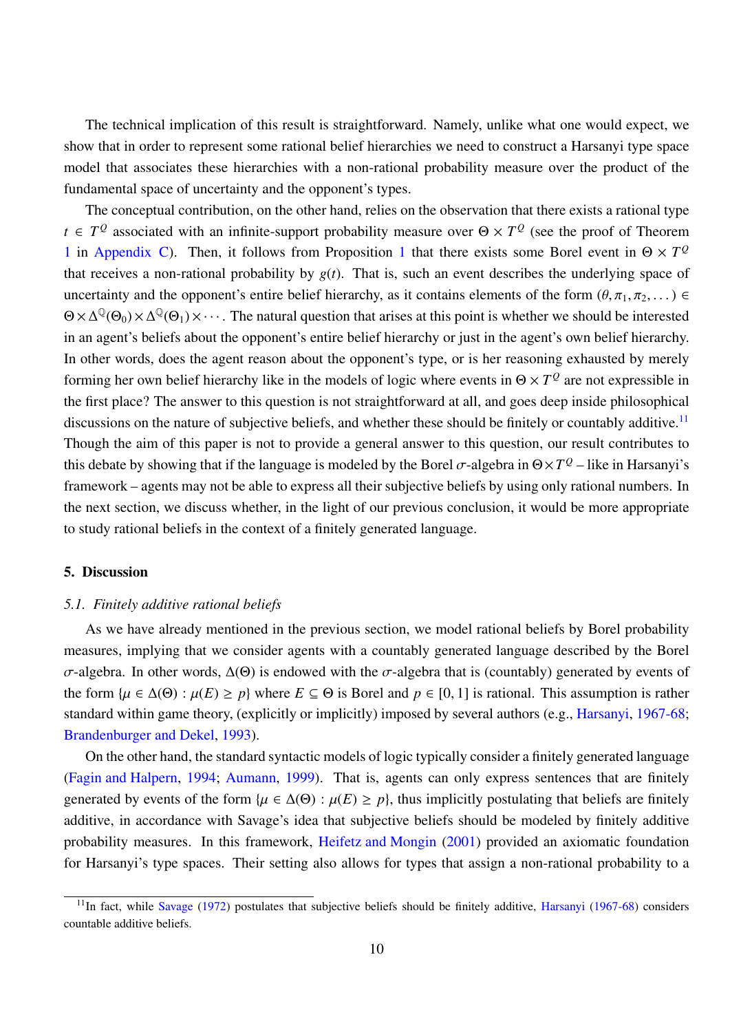The technical implication of this result is straightforward. Namely, unlike what one would expect, we show that in order to represent some rational belief hierarchies we need to construct a Harsanyi type space model that associates these hierarchies with a non-rational probability measure over the product of the fundamental space of uncertainty and the opponent's types.

The conceptual contribution, on the other hand, relies on the observation that there exists a rational type $t \in T^{\mathbb{Q}}$ associated with an infinite-support probability measure over $\Theta \times T^{\mathbb{Q}}$ (see the proof of Theorem 1 in Appendix C). Then, it follows from Proposition 1 that there exists some Borel event in $\Theta \times T^{\mathbb{Q}}$ that receives a non-rational probability by $g(t)$. That is, such an event describes the underlying space of uncertainty and the opponent's entire belief hierarchy, as it contains elements of the form $(\theta, \pi_1, \pi_2, \dots) \in \Theta \times \Delta^{\mathbb{Q}}(\Theta_0) \times \Delta^{\mathbb{Q}}(\Theta_1) \times \cdots$. The natural question that arises at this point is whether we should be interested in an agent's beliefs about the opponent's entire belief hierarchy or just in the agent's own belief hierarchy. In other words, does the agent reason about the opponent's type, or is her reasoning exhausted by merely forming her own belief hierarchy like in the models of logic where events in $\Theta \times T^{\mathbb{Q}}$ are not expressible in the first place? The answer to this question is not straightforward at all, and goes deep inside philosophical discussions on the nature of subjective beliefs, and whether these should be finitely or countably additive.[11] Though the aim of this paper is not to provide a general answer to this question, our result contributes to this debate by showing that if the language is modeled by the Borel $\sigma$-algebra in $\Theta \times T^{\mathbb{Q}}$ – like in Harsanyi's framework – agents may not be able to express all their subjective beliefs by using only rational numbers. In the next section, we discuss whether, in the light of our previous conclusion, it would be more appropriate to study rational beliefs in the context of a finitely generated language.

## 5. Discussion

### *5.1. Finitely additive rational beliefs*

As we have already mentioned in the previous section, we model rational beliefs by Borel probability measures, implying that we consider agents with a countably generated language described by the Borel $\sigma$-algebra. In other words, $\Delta(\Theta)$ is endowed with the $\sigma$-algebra that is (countably) generated by events of the form $\{\mu \in \Delta(\Theta) : \mu(E) \geq p\}$ where $E \subseteq \Theta$ is Borel and $p \in [0, 1]$ is rational. This assumption is rather standard within game theory, (explicitly or implicitly) imposed by several authors (e.g., Harsanyi, 1967-68; Brandenburger and Dekel, 1993).

On the other hand, the standard syntactic models of logic typically consider a finitely generated language (Fagin and Halpern, 1994; Aumann, 1999). That is, agents can only express sentences that are finitely generated by events of the form $\{\mu \in \Delta(\Theta) : \mu(E) \geq p\}$, thus implicitly postulating that beliefs are finitely additive, in accordance with Savage's idea that subjective beliefs should be modeled by finitely additive probability measures. In this framework, Heifetz and Mongin (2001) provided an axiomatic foundation for Harsanyi's type spaces. Their setting also allows for types that assign a non-rational probability to a

[11] In fact, while Savage (1972) postulates that subjective beliefs should be finitely additive, Harsanyi (1967-68) considers countable additive beliefs.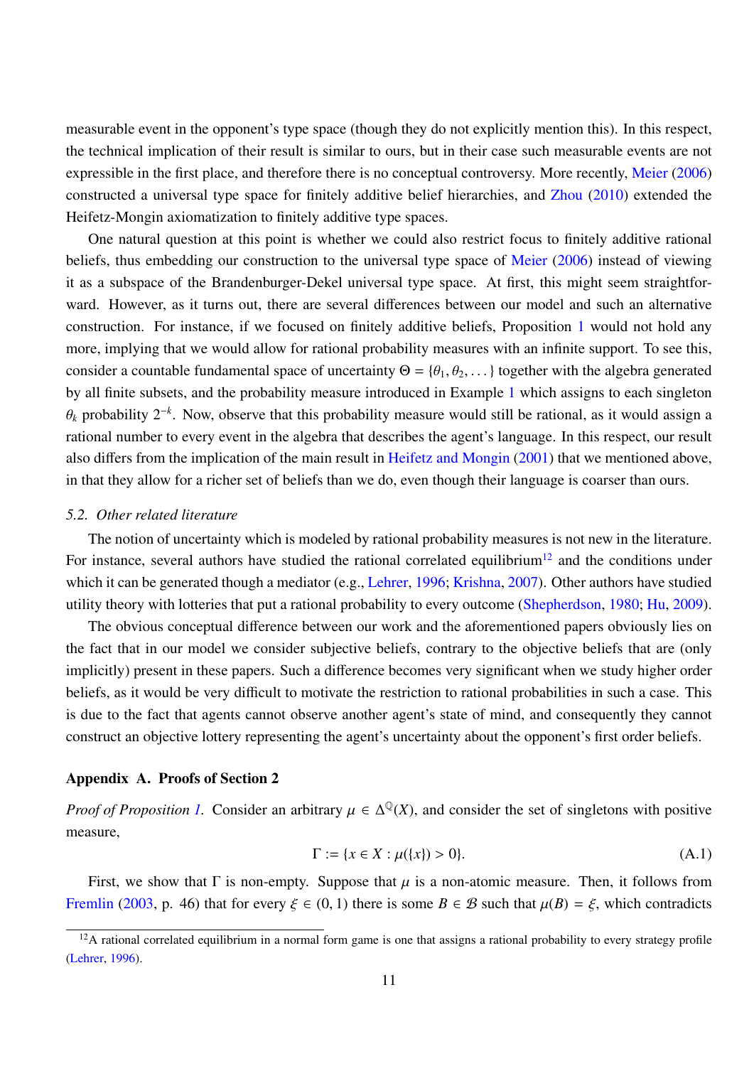measurable event in the opponent's type space (though they do not explicitly mention this). In this respect, the technical implication of their result is similar to ours, but in their case such measurable events are not expressible in the first place, and therefore there is no conceptual controversy. More recently, Meier (2006) constructed a universal type space for finitely additive belief hierarchies, and Zhou (2010) extended the Heifetz-Mongin axiomatization to finitely additive type spaces.

One natural question at this point is whether we could also restrict focus to finitely additive rational beliefs, thus embedding our construction to the universal type space of Meier (2006) instead of viewing it as a subspace of the Brandenburger-Dekel universal type space. At first, this might seem straightforward. However, as it turns out, there are several differences between our model and such an alternative construction. For instance, if we focused on finitely additive beliefs, Proposition 1 would not hold any more, implying that we would allow for rational probability measures with an infinite support. To see this, consider a countable fundamental space of uncertainty $\Theta = \{\theta_1, \theta_2, \dots\}$ together with the algebra generated by all finite subsets, and the probability measure introduced in Example 1 which assigns to each singleton $\theta_k$ probability $2^{-k}$. Now, observe that this probability measure would still be rational, as it would assign a rational number to every event in the algebra that describes the agent's language. In this respect, our result also differs from the implication of the main result in Heifetz and Mongin (2001) that we mentioned above, in that they allow for a richer set of beliefs than we do, even though their language is coarser than ours.

### 5.2. *Other related literature*

The notion of uncertainty which is modeled by rational probability measures is not new in the literature. For instance, several authors have studied the rational correlated equilibrium[12] and the conditions under which it can be generated though a mediator (e.g., Lehrer, 1996; Krishna, 2007). Other authors have studied utility theory with lotteries that put a rational probability to every outcome (Shepherdson, 1980; Hu, 2009).

The obvious conceptual difference between our work and the aforementioned papers obviously lies on the fact that in our model we consider subjective beliefs, contrary to the objective beliefs that are (only implicitly) present in these papers. Such a difference becomes very significant when we study higher order beliefs, as it would be very difficult to motivate the restriction to rational probabilities in such a case. This is due to the fact that agents cannot observe another agent's state of mind, and consequently they cannot construct an objective lottery representing the agent's uncertainty about the opponent's first order beliefs.

## Appendix A. Proofs of Section 2

*Proof of Proposition 1.* Consider an arbitrary $\mu \in \Delta^{\mathbb{Q}}(X)$, and consider the set of singletons with positive measure,

$$\Gamma := \{x \in X : \mu(\{x\}) > 0\}. \tag{A.1}$$

First, we show that $\Gamma$ is non-empty. Suppose that $\mu$ is a non-atomic measure. Then, it follows from Fremlin (2003, p. 46) that for every $\xi \in (0, 1)$ there is some $B \in \mathcal{B}$ such that $\mu(B) = \xi$, which contradicts

[12] A rational correlated equilibrium in a normal form game is one that assigns a rational probability to every strategy profile (Lehrer, 1996).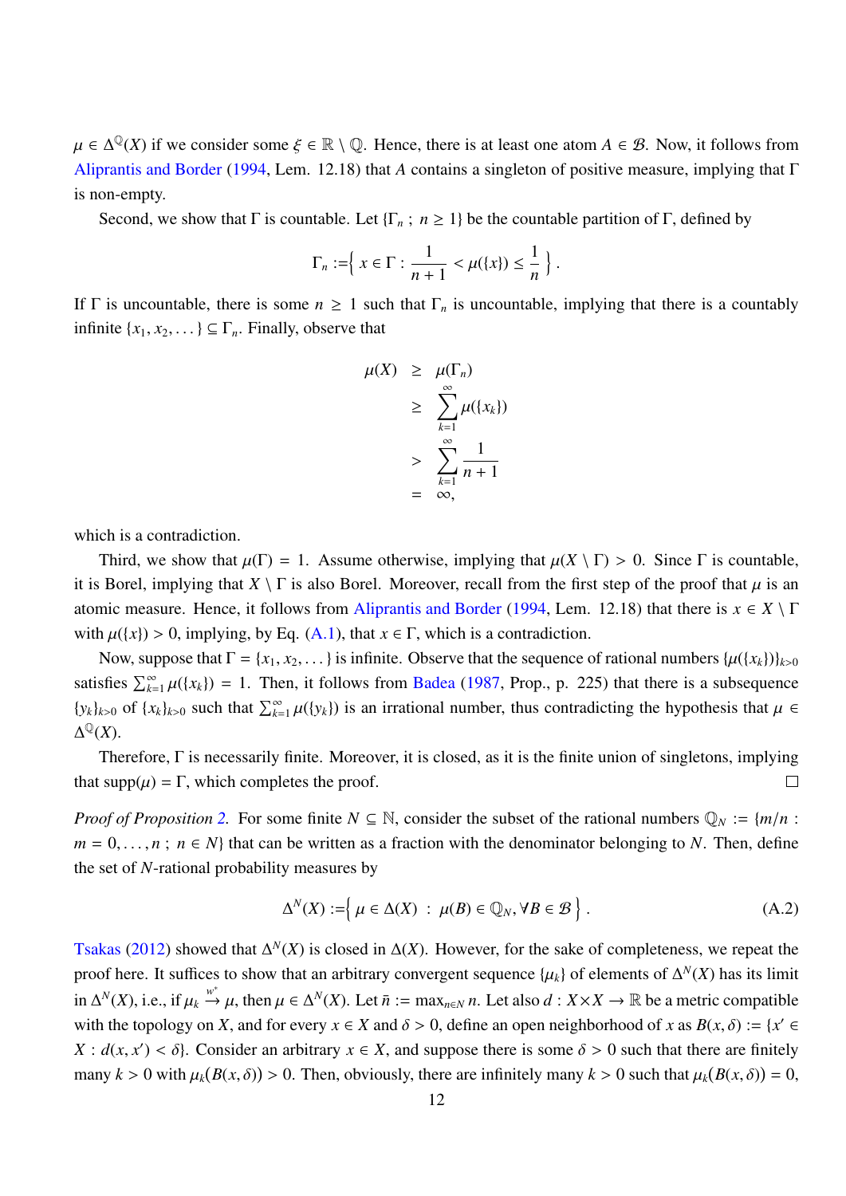$\mu \in \Delta^{\mathbb{Q}}(X)$ if we consider some $\xi \in \mathbb{R} \setminus \mathbb{Q}$. Hence, there is at least one atom $A \in \mathcal{B}$. Now, it follows from Aliprantis and Border (1994, Lem. 12.18) that $A$ contains a singleton of positive measure, implying that $\Gamma$ is non-empty.

Second, we show that $\Gamma$ is countable. Let $\{\Gamma_n \; ; \; n \geq 1\}$ be the countable partition of $\Gamma$, defined by

$$\Gamma_n := \left\{ x \in \Gamma : \frac{1}{n+1} < \mu(\{x\}) \leq \frac{1}{n} \right\}.$$

If $\Gamma$ is uncountable, there is some $n \geq 1$ such that $\Gamma_n$ is uncountable, implying that there is a countably infinite $\{x_1, x_2, \dots\} \subseteq \Gamma_n$. Finally, observe that

$$\begin{aligned}
\mu(X) &\geq \mu(\Gamma_n) \\
&\geq \sum_{k=1}^{\infty} \mu(\{x_k\}) \\
&> \sum_{k=1}^{\infty} \frac{1}{n+1} \\
&= \infty,
\end{aligned}$$

which is a contradiction.

Third, we show that $\mu(\Gamma) = 1$. Assume otherwise, implying that $\mu(X \setminus \Gamma) > 0$. Since $\Gamma$ is countable, it is Borel, implying that $X \setminus \Gamma$ is also Borel. Moreover, recall from the first step of the proof that $\mu$ is an atomic measure. Hence, it follows from Aliprantis and Border (1994, Lem. 12.18) that there is $x \in X \setminus \Gamma$ with $\mu(\{x\}) > 0$, implying, by Eq. (A.1), that $x \in \Gamma$, which is a contradiction.

Now, suppose that $\Gamma = \{x_1, x_2, \dots\}$ is infinite. Observe that the sequence of rational numbers $\{\mu(\{x_k\})\}_{k>0}$ satisfies $\sum_{k=1}^{\infty} \mu(\{x_k\}) = 1$. Then, it follows from Badea (1987, Prop., p. 225) that there is a subsequence $\{y_k\}_{k>0}$ of $\{x_k\}_{k>0}$ such that $\sum_{k=1}^{\infty} \mu(\{y_k\})$ is an irrational number, thus contradicting the hypothesis that $\mu \in \Delta^{\mathbb{Q}}(X)$.

Therefore, $\Gamma$ is necessarily finite. Moreover, it is closed, as it is the finite union of singletons, implying that $\text{supp}(\mu) = \Gamma$, which completes the proof. □

*Proof of Proposition 2.* For some finite $N \subseteq \mathbb{N}$, consider the subset of the rational numbers $\mathbb{Q}_N := \{m/n : m = 0, \dots, n \; ; \; n \in N\}$ that can be written as a fraction with the denominator belonging to $N$. Then, define the set of $N$-rational probability measures by

$$\Delta^N(X) := \left\{ \mu \in \Delta(X) \; : \; \mu(B) \in \mathbb{Q}_N, \forall B \in \mathcal{B} \right\}. \tag{A.2}$$

Tsakas (2012) showed that $\Delta^N(X)$ is closed in $\Delta(X)$. However, for the sake of completeness, we repeat the proof here. It suffices to show that an arbitrary convergent sequence $\{\mu_k\}$ of elements of $\Delta^N(X)$ has its limit in $\Delta^N(X)$, i.e., if $\mu_k \xrightarrow{w^*} \mu$, then $\mu \in \Delta^N(X)$. Let $\bar{n} := \max_{n \in N} n$. Let also $d : X \times X \to \mathbb{R}$ be a metric compatible with the topology on $X$, and for every $x \in X$ and $\delta > 0$, define an open neighborhood of $x$ as $B(x, \delta) := \{x' \in X : d(x, x') < \delta\}$. Consider an arbitrary $x \in X$, and suppose there is some $\delta > 0$ such that there are finitely many $k > 0$ with $\mu_k(B(x, \delta)) > 0$. Then, obviously, there are infinitely many $k > 0$ such that $\mu_k(B(x, \delta)) = 0$,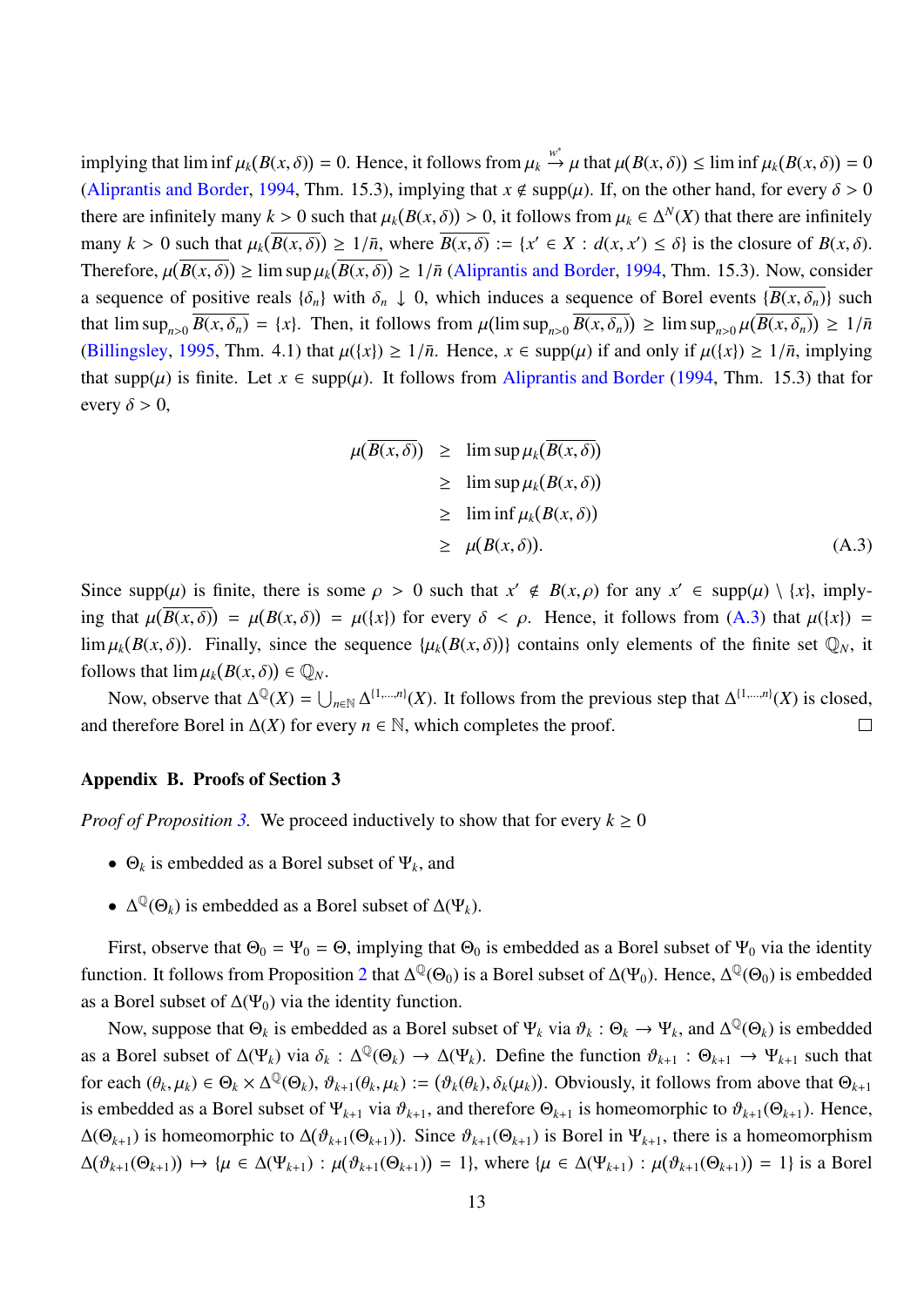implying that $\liminf \mu_k(B(x,\delta)) = 0$. Hence, it follows from $\mu_k \xrightarrow{w^*} \mu$ that $\mu(B(x,\delta)) \leq \liminf \mu_k(B(x,\delta)) = 0$ (Aliprantis and Border, 1994, Thm. 15.3), implying that $x \notin \text{supp}(\mu)$. If, on the other hand, for every $\delta > 0$ there are infinitely many $k > 0$ such that $\mu_k(B(x,\delta)) > 0$, it follows from $\mu_k \in \Delta^N(X)$ that there are infinitely many $k > 0$ such that $\mu_k(\overline{B(x,\delta)}) \geq 1/\bar{n}$, where $\overline{B(x,\delta)} := \{x' \in X : d(x,x') \leq \delta\}$ is the closure of $B(x,\delta)$. Therefore, $\mu(\overline{B(x,\delta)}) \geq \limsup \mu_k(\overline{B(x,\delta)}) \geq 1/\bar{n}$ (Aliprantis and Border, 1994, Thm. 15.3). Now, consider a sequence of positive reals $\{\delta_n\}$ with $\delta_n \downarrow 0$, which induces a sequence of Borel events $\{\overline{B(x,\delta_n)}\}$ such that $\limsup_{n>0} \overline{B(x,\delta_n)} = \{x\}$. Then, it follows from $\mu(\limsup_{n>0} \overline{B(x,\delta_n)}) \geq \limsup_{n>0} \mu(\overline{B(x,\delta_n)}) \geq 1/\bar{n}$ (Billingsley, 1995, Thm. 4.1) that $\mu(\{x\}) \geq 1/\bar{n}$. Hence, $x \in \text{supp}(\mu)$ if and only if $\mu(\{x\}) \geq 1/\bar{n}$, implying that $\text{supp}(\mu)$ is finite. Let $x \in \text{supp}(\mu)$. It follows from Aliprantis and Border (1994, Thm. 15.3) that for every $\delta > 0$,

$$
\begin{aligned}
\mu(\overline{B(x,\delta)}) &\geq \limsup \mu_k(\overline{B(x,\delta)}) \\
&\geq \limsup \mu_k(B(x,\delta)) \\
&\geq \liminf \mu_k(B(x,\delta)) \\
&\geq \mu(B(x,\delta)). \qquad\qquad (A.3)
\end{aligned}
$$

Since $\text{supp}(\mu)$ is finite, there is some $\rho > 0$ such that $x' \notin B(x,\rho)$ for any $x' \in \text{supp}(\mu) \setminus \{x\}$, implying that $\mu(\overline{B(x,\delta)}) = \mu(B(x,\delta)) = \mu(\{x\})$ for every $\delta < \rho$. Hence, it follows from (A.3) that $\mu(\{x\}) = \lim \mu_k(B(x,\delta))$. Finally, since the sequence $\{\mu_k(B(x,\delta))\}$ contains only elements of the finite set $\mathbb{Q}_N$, it follows that $\lim \mu_k(B(x,\delta)) \in \mathbb{Q}_N$.

Now, observe that $\Delta^{\mathbb{Q}}(X) = \bigcup_{n\in\mathbb{N}} \Delta^{\{1,\ldots,n\}}(X)$. It follows from the previous step that $\Delta^{\{1,\ldots,n\}}(X)$ is closed, and therefore Borel in $\Delta(X)$ for every $n \in \mathbb{N}$, which completes the proof. □

## Appendix B. Proofs of Section 3

*Proof of Proposition 3.* We proceed inductively to show that for every $k \geq 0$

- $\Theta_k$ is embedded as a Borel subset of $\Psi_k$, and
- $\Delta^{\mathbb{Q}}(\Theta_k)$ is embedded as a Borel subset of $\Delta(\Psi_k)$.

First, observe that $\Theta_0 = \Psi_0 = \Theta$, implying that $\Theta_0$ is embedded as a Borel subset of $\Psi_0$ via the identity function. It follows from Proposition 2 that $\Delta^{\mathbb{Q}}(\Theta_0)$ is a Borel subset of $\Delta(\Psi_0)$. Hence, $\Delta^{\mathbb{Q}}(\Theta_0)$ is embedded as a Borel subset of $\Delta(\Psi_0)$ via the identity function.

Now, suppose that $\Theta_k$ is embedded as a Borel subset of $\Psi_k$ via $\vartheta_k : \Theta_k \to \Psi_k$, and $\Delta^{\mathbb{Q}}(\Theta_k)$ is embedded as a Borel subset of $\Delta(\Psi_k)$ via $\delta_k : \Delta^{\mathbb{Q}}(\Theta_k) \to \Delta(\Psi_k)$. Define the function $\vartheta_{k+1} : \Theta_{k+1} \to \Psi_{k+1}$ such that for each $(\theta_k, \mu_k) \in \Theta_k \times \Delta^{\mathbb{Q}}(\Theta_k)$, $\vartheta_{k+1}(\theta_k, \mu_k) := (\vartheta_k(\theta_k), \delta_k(\mu_k))$. Obviously, it follows from above that $\Theta_{k+1}$ is embedded as a Borel subset of $\Psi_{k+1}$ via $\vartheta_{k+1}$, and therefore $\Theta_{k+1}$ is homeomorphic to $\vartheta_{k+1}(\Theta_{k+1})$. Hence, $\Delta(\Theta_{k+1})$ is homeomorphic to $\Delta(\vartheta_{k+1}(\Theta_{k+1}))$. Since $\vartheta_{k+1}(\Theta_{k+1})$ is Borel in $\Psi_{k+1}$, there is a homeomorphism $\Delta(\vartheta_{k+1}(\Theta_{k+1})) \mapsto \{\mu \in \Delta(\Psi_{k+1}) : \mu(\vartheta_{k+1}(\Theta_{k+1})) = 1\}$, where $\{\mu \in \Delta(\Psi_{k+1}) : \mu(\vartheta_{k+1}(\Theta_{k+1})) = 1\}$ is a Borel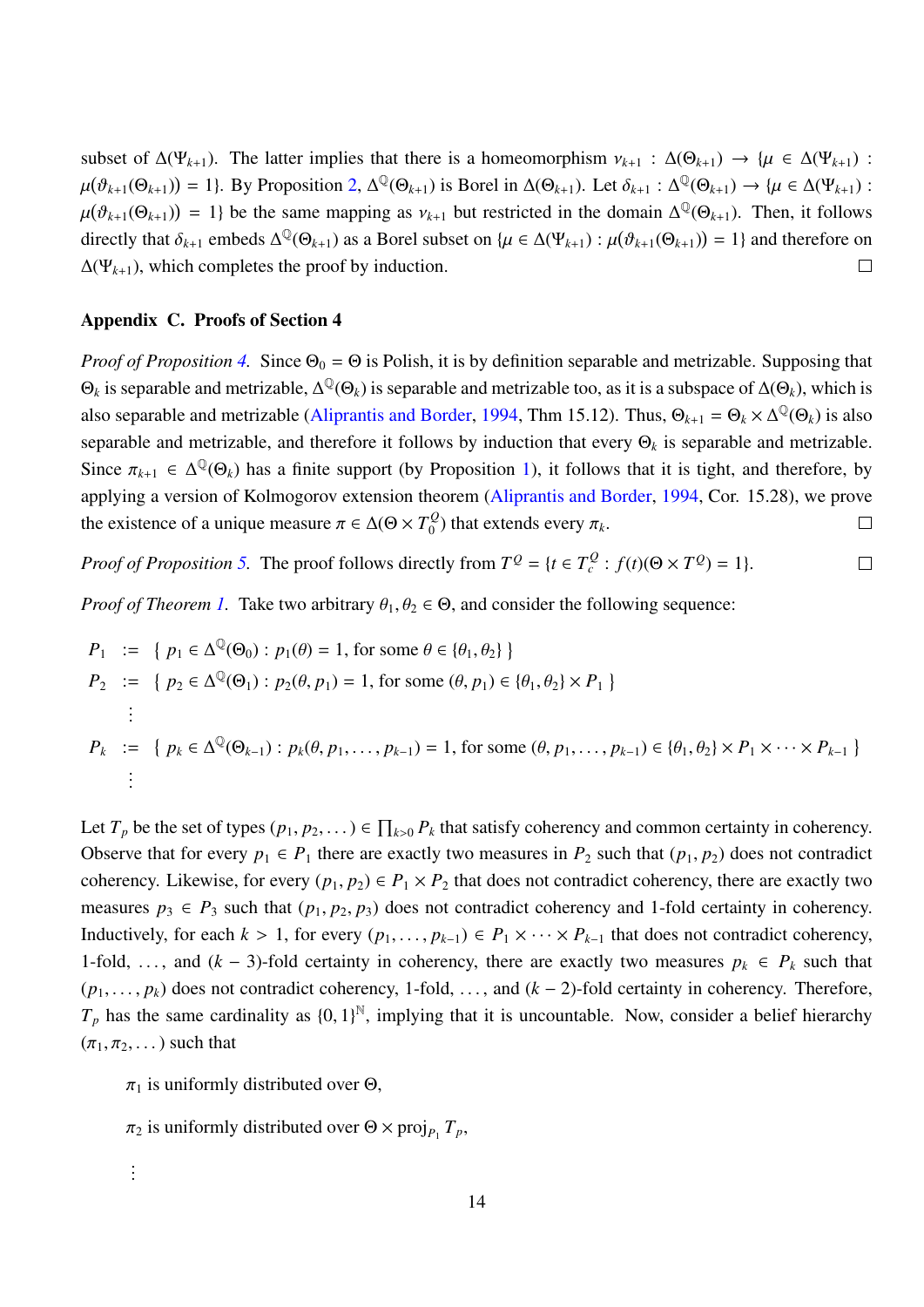subset of $\Delta(\Psi_{k+1})$. The latter implies that there is a homeomorphism $\nu_{k+1} : \Delta(\Theta_{k+1}) \to \{\mu \in \Delta(\Psi_{k+1}) : \mu(\vartheta_{k+1}(\Theta_{k+1})) = 1\}$. By Proposition 2, $\Delta^{\mathbb{Q}}(\Theta_{k+1})$ is Borel in $\Delta(\Theta_{k+1})$. Let $\delta_{k+1} : \Delta^{\mathbb{Q}}(\Theta_{k+1}) \to \{\mu \in \Delta(\Psi_{k+1}) : \mu(\vartheta_{k+1}(\Theta_{k+1})) = 1\}$ be the same mapping as $\nu_{k+1}$ but restricted in the domain $\Delta^{\mathbb{Q}}(\Theta_{k+1})$. Then, it follows directly that $\delta_{k+1}$ embeds $\Delta^{\mathbb{Q}}(\Theta_{k+1})$ as a Borel subset on $\{\mu \in \Delta(\Psi_{k+1}) : \mu(\vartheta_{k+1}(\Theta_{k+1})) = 1\}$ and therefore on $\Delta(\Psi_{k+1})$, which completes the proof by induction. □

## Appendix C. Proofs of Section 4

*Proof of Proposition 4.* Since $\Theta_0 = \Theta$ is Polish, it is by definition separable and metrizable. Supposing that $\Theta_k$ is separable and metrizable, $\Delta^{\mathbb{Q}}(\Theta_k)$ is separable and metrizable too, as it is a subspace of $\Delta(\Theta_k)$, which is also separable and metrizable (Aliprantis and Border, 1994, Thm 15.12). Thus, $\Theta_{k+1} = \Theta_k \times \Delta^{\mathbb{Q}}(\Theta_k)$ is also separable and metrizable, and therefore it follows by induction that every $\Theta_k$ is separable and metrizable. Since $\pi_{k+1} \in \Delta^{\mathbb{Q}}(\Theta_k)$ has a finite support (by Proposition 1), it follows that it is tight, and therefore, by applying a version of Kolmogorov extension theorem (Aliprantis and Border, 1994, Cor. 15.28), we prove the existence of a unique measure $\pi \in \Delta(\Theta \times T_0^Q)$ that extends every $\pi_k$. □

*Proof of Proposition 5.* The proof follows directly from $T^Q = \{t \in T_c^Q : f(t)(\Theta \times T^Q) = 1\}$. □

*Proof of Theorem 1.* Take two arbitrary $\theta_1, \theta_2 \in \Theta$, and consider the following sequence:

$$
\begin{aligned}
P_1 &:= \{\, p_1 \in \Delta^{\mathbb{Q}}(\Theta_0) : p_1(\theta) = 1, \text{ for some } \theta \in \{\theta_1, \theta_2\} \,\} \\
P_2 &:= \{\, p_2 \in \Delta^{\mathbb{Q}}(\Theta_1) : p_2(\theta, p_1) = 1, \text{ for some } (\theta, p_1) \in \{\theta_1, \theta_2\} \times P_1 \,\} \\
&\;\;\vdots \\
P_k &:= \{\, p_k \in \Delta^{\mathbb{Q}}(\Theta_{k-1}) : p_k(\theta, p_1, \ldots, p_{k-1}) = 1, \text{ for some } (\theta, p_1, \ldots, p_{k-1}) \in \{\theta_1, \theta_2\} \times P_1 \times \cdots \times P_{k-1} \,\} \\
&\;\;\vdots
\end{aligned}
$$

Let $T_p$ be the set of types $(p_1, p_2, \ldots) \in \prod_{k>0} P_k$ that satisfy coherency and common certainty in coherency. Observe that for every $p_1 \in P_1$ there are exactly two measures in $P_2$ such that $(p_1, p_2)$ does not contradict coherency. Likewise, for every $(p_1, p_2) \in P_1 \times P_2$ that does not contradict coherency, there are exactly two measures $p_3 \in P_3$ such that $(p_1, p_2, p_3)$ does not contradict coherency and 1-fold certainty in coherency. Inductively, for each $k > 1$, for every $(p_1, \ldots, p_{k-1}) \in P_1 \times \cdots \times P_{k-1}$ that does not contradict coherency, 1-fold, …, and $(k-3)$-fold certainty in coherency, there are exactly two measures $p_k \in P_k$ such that $(p_1, \ldots, p_k)$ does not contradict coherency, 1-fold, …, and $(k-2)$-fold certainty in coherency. Therefore, $T_p$ has the same cardinality as $\{0, 1\}^{\mathbb{N}}$, implying that it is uncountable. Now, consider a belief hierarchy $(\pi_1, \pi_2, \ldots)$ such that

$\pi_1$ is uniformly distributed over $\Theta$,

$\pi_2$ is uniformly distributed over $\Theta \times \text{proj}_{P_1} T_p$,

$\vdots$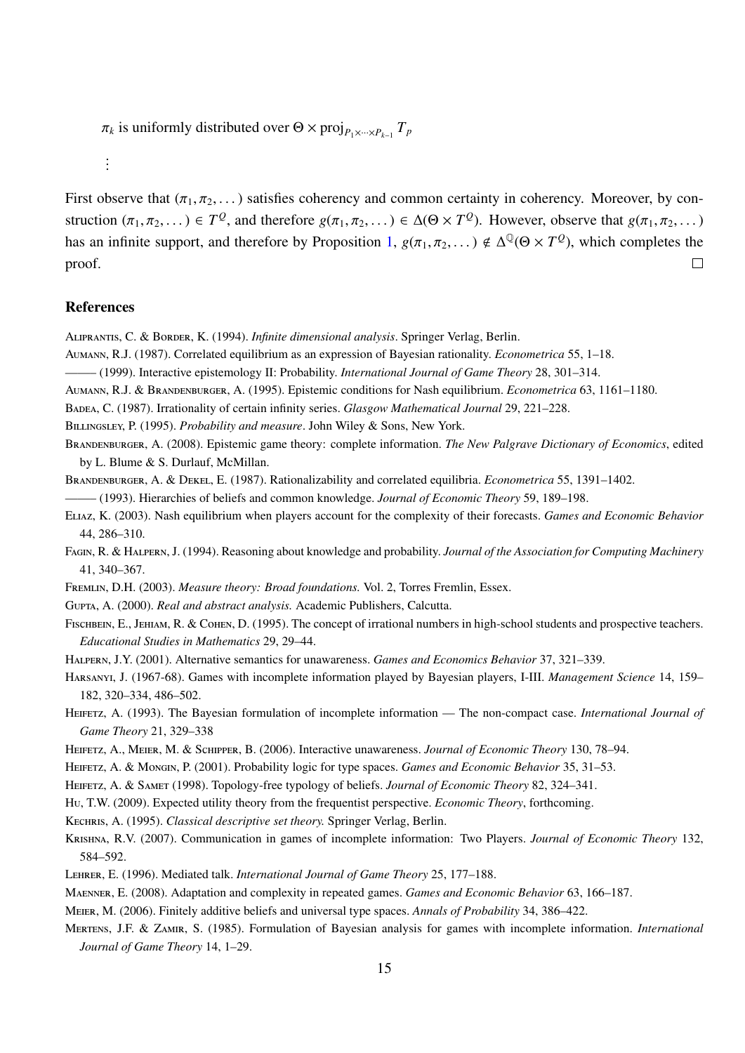$\pi_k$ is uniformly distributed over $\Theta \times \text{proj}_{P_1 \times \cdots \times P_{k-1}} T_p$

$\vdots$

First observe that $(\pi_1, \pi_2, \dots)$ satisfies coherency and common certainty in coherency. Moreover, by construction $(\pi_1, \pi_2, \dots) \in T^Q$, and therefore $g(\pi_1, \pi_2, \dots) \in \Delta(\Theta \times T^Q)$. However, observe that $g(\pi_1, \pi_2, \dots)$ has an infinite support, and therefore by Proposition 1, $g(\pi_1, \pi_2, \dots) \notin \Delta^{\mathbb{Q}}(\Theta \times T^Q)$, which completes the proof. □

## References

Aliprantis, C. & Border, K. (1994). *Infinite dimensional analysis*. Springer Verlag, Berlin.

Aumann, R.J. (1987). Correlated equilibrium as an expression of Bayesian rationality. *Econometrica* 55, 1–18.

——— (1999). Interactive epistemology II: Probability. *International Journal of Game Theory* 28, 301–314.

Aumann, R.J. & Brandenburger, A. (1995). Epistemic conditions for Nash equilibrium. *Econometrica* 63, 1161–1180.

Badea, C. (1987). Irrationality of certain infinity series. *Glasgow Mathematical Journal* 29, 221–228.

Billingsley, P. (1995). *Probability and measure*. John Wiley & Sons, New York.

Brandenburger, A. (2008). Epistemic game theory: complete information. *The New Palgrave Dictionary of Economics*, edited by L. Blume & S. Durlauf, McMillan.

Brandenburger, A. & Dekel, E. (1987). Rationalizability and correlated equilibria. *Econometrica* 55, 1391–1402.

——— (1993). Hierarchies of beliefs and common knowledge. *Journal of Economic Theory* 59, 189–198.

Eliaz, K. (2003). Nash equilibrium when players account for the complexity of their forecasts. *Games and Economic Behavior* 44, 286–310.

Fagin, R. & Halpern, J. (1994). Reasoning about knowledge and probability. *Journal of the Association for Computing Machinery* 41, 340–367.

Fremlin, D.H. (2003). *Measure theory: Broad foundations.* Vol. 2, Torres Fremlin, Essex.

Gupta, A. (2000). *Real and abstract analysis.* Academic Publishers, Calcutta.

Fischbein, E., Jehiam, R. & Cohen, D. (1995). The concept of irrational numbers in high-school students and prospective teachers. *Educational Studies in Mathematics* 29, 29–44.

Halpern, J.Y. (2001). Alternative semantics for unawareness. *Games and Economics Behavior* 37, 321–339.

Harsanyi, J. (1967-68). Games with incomplete information played by Bayesian players, I-III. *Management Science* 14, 159–182, 320–334, 486–502.

Heifetz, A. (1993). The Bayesian formulation of incomplete information — The non-compact case. *International Journal of Game Theory* 21, 329–338

Heifetz, A., Meier, M. & Schipper, B. (2006). Interactive unawareness. *Journal of Economic Theory* 130, 78–94.

Heifetz, A. & Mongin, P. (2001). Probability logic for type spaces. *Games and Economic Behavior* 35, 31–53.

Heifetz, A. & Samet (1998). Topology-free typology of beliefs. *Journal of Economic Theory* 82, 324–341.

Hu, T.W. (2009). Expected utility theory from the frequentist perspective. *Economic Theory*, forthcoming.

Kechris, A. (1995). *Classical descriptive set theory.* Springer Verlag, Berlin.

Krishna, R.V. (2007). Communication in games of incomplete information: Two Players. *Journal of Economic Theory* 132, 584–592.

Lehrer, E. (1996). Mediated talk. *International Journal of Game Theory* 25, 177–188.

Maenner, E. (2008). Adaptation and complexity in repeated games. *Games and Economic Behavior* 63, 166–187.

Meier, M. (2006). Finitely additive beliefs and universal type spaces. *Annals of Probability* 34, 386–422.

Mertens, J.F. & Zamir, S. (1985). Formulation of Bayesian analysis for games with incomplete information. *International Journal of Game Theory* 14, 1–29.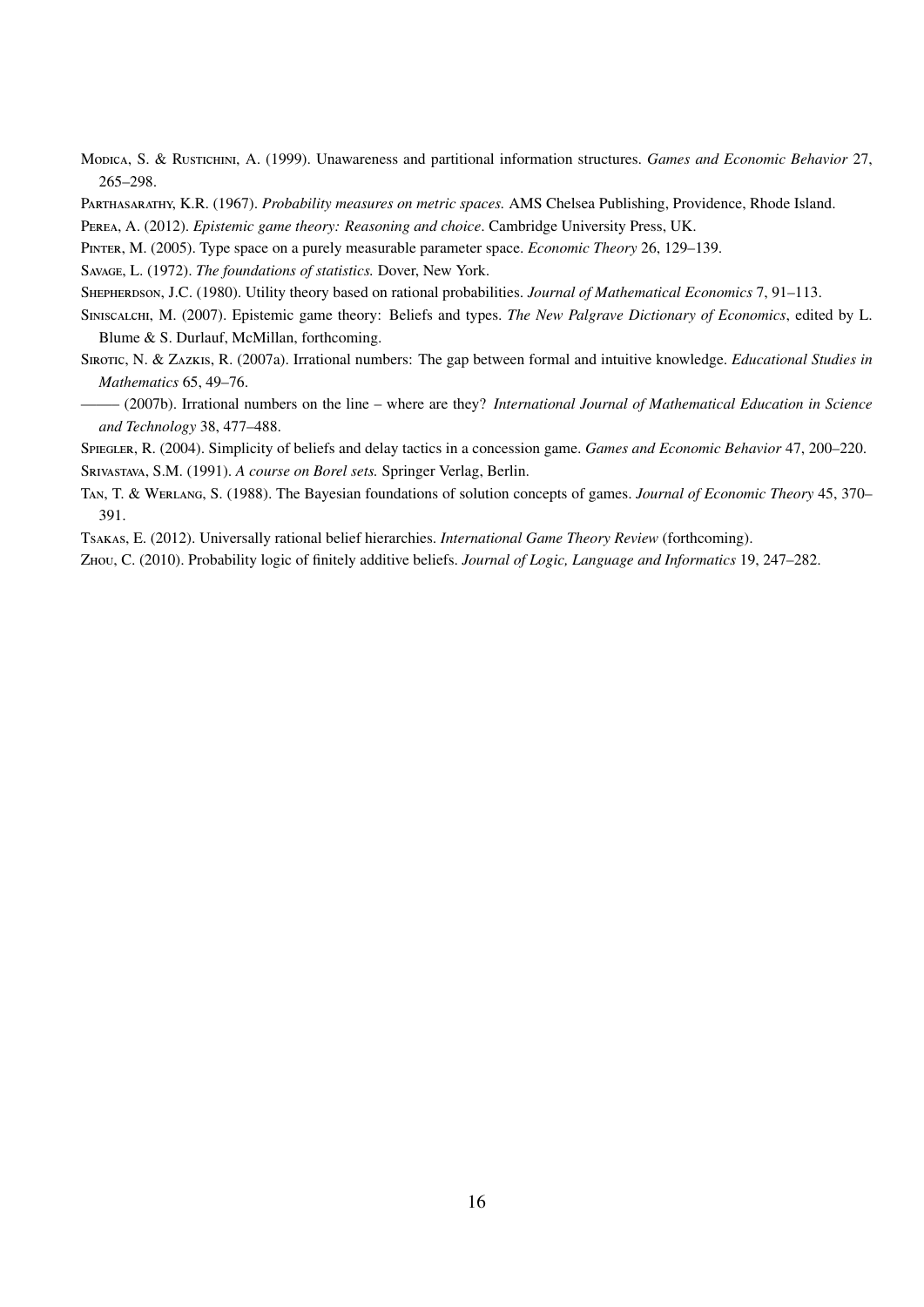Modica, S. & Rustichini, A. (1999). Unawareness and partitional information structures. *Games and Economic Behavior* 27, 265–298.

Parthasarathy, K.R. (1967). *Probability measures on metric spaces.* AMS Chelsea Publishing, Providence, Rhode Island.

Perea, A. (2012). *Epistemic game theory: Reasoning and choice*. Cambridge University Press, UK.

Pinter, M. (2005). Type space on a purely measurable parameter space. *Economic Theory* 26, 129–139.

Savage, L. (1972). *The foundations of statistics.* Dover, New York.

Shepherdson, J.C. (1980). Utility theory based on rational probabilities. *Journal of Mathematical Economics* 7, 91–113.

Siniscalchi, M. (2007). Epistemic game theory: Beliefs and types. *The New Palgrave Dictionary of Economics*, edited by L. Blume & S. Durlauf, McMillan, forthcoming.

Sirotic, N. & Zazkis, R. (2007a). Irrational numbers: The gap between formal and intuitive knowledge. *Educational Studies in Mathematics* 65, 49–76.

——— (2007b). Irrational numbers on the line – where are they? *International Journal of Mathematical Education in Science and Technology* 38, 477–488.

Spiegler, R. (2004). Simplicity of beliefs and delay tactics in a concession game. *Games and Economic Behavior* 47, 200–220.

Srivastava, S.M. (1991). *A course on Borel sets.* Springer Verlag, Berlin.

Tan, T. & Werlang, S. (1988). The Bayesian foundations of solution concepts of games. *Journal of Economic Theory* 45, 370–391.

Tsakas, E. (2012). Universally rational belief hierarchies. *International Game Theory Review* (forthcoming).

Zhou, C. (2010). Probability logic of finitely additive beliefs. *Journal of Logic, Language and Informatics* 19, 247–282.